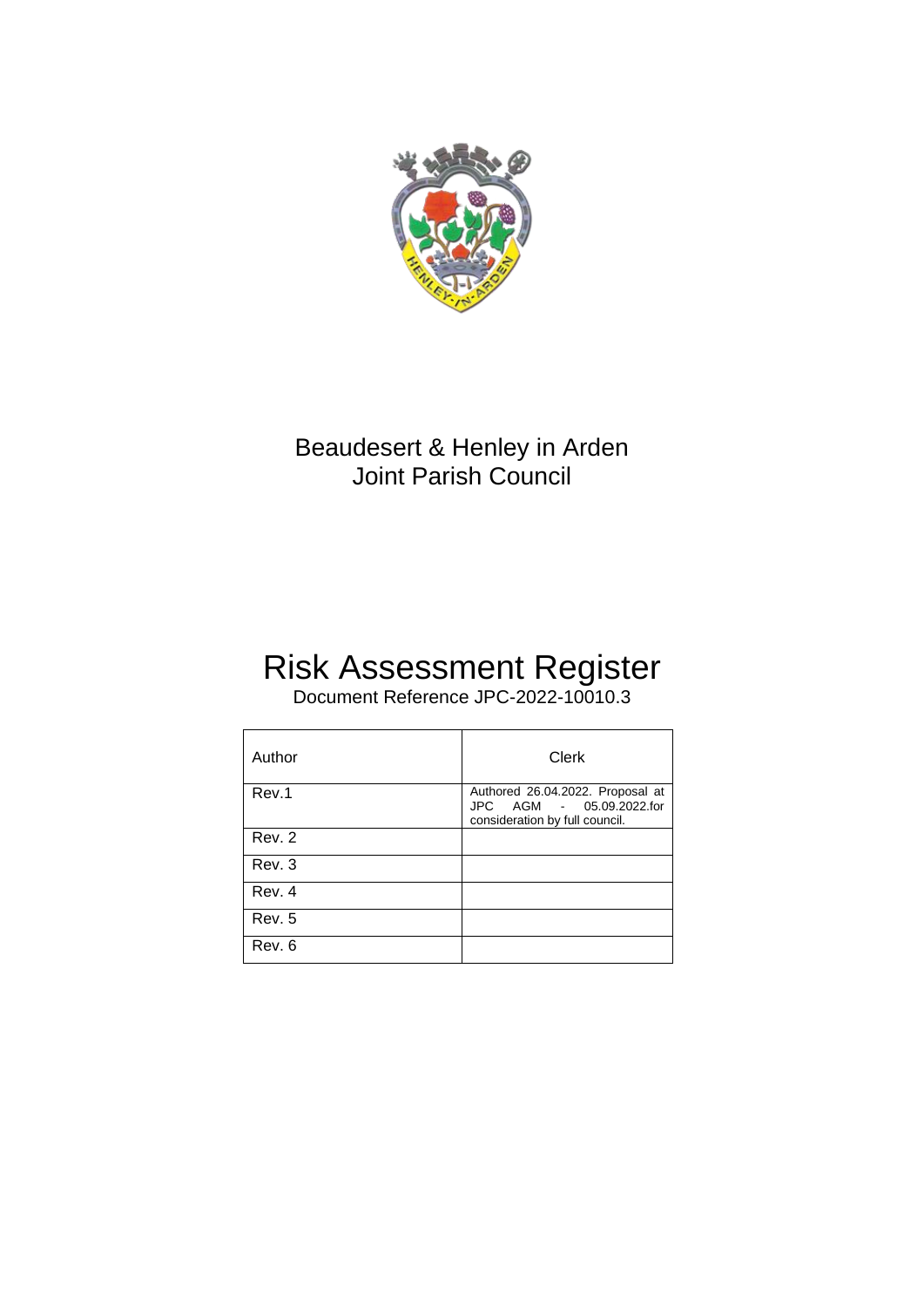# Beaudesert & Henley in Arden Joint Parish Council

# Risk Assessment Register

Document Reference JPC-2022-10010.3

| Author | Clerk |
| --- | --- |
| Rev.1 | Authored 26.04.2022. Proposal at JPC AGM - 05.09.2022.for consideration by full council. |
| Rev. 2 | |
| Rev. 3 | |
| Rev. 4 | |
| Rev. 5 | |
| Rev. 6 | |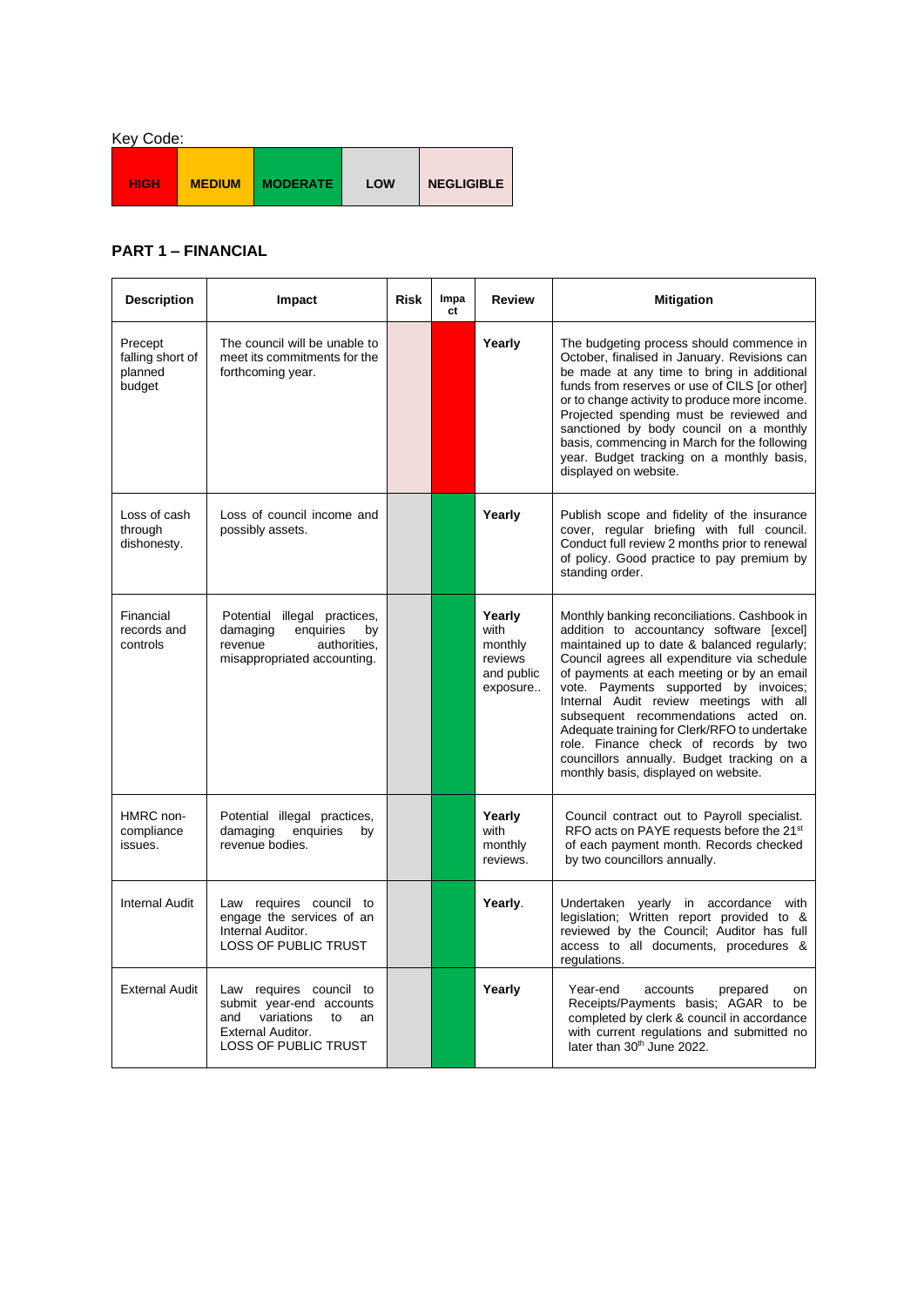Key Code:

| HIGH | MEDIUM | MODERATE | LOW | NEGLIGIBLE |
|---|---|---|---|---|

## PART 1 – FINANCIAL

| Description | Impact | Risk | Impact | Review | Mitigation |
|---|---|---|---|---|---|
| Precept falling short of planned budget | The council will be unable to meet its commitments for the forthcoming year. | | | **Yearly** | The budgeting process should commence in October, finalised in January. Revisions can be made at any time to bring in additional funds from reserves or use of CILS [or other] or to change activity to produce more income. Projected spending must be reviewed and sanctioned by body council on a monthly basis, commencing in March for the following year. Budget tracking on a monthly basis, displayed on website. |
| Loss of cash through dishonesty. | Loss of council income and possibly assets. | | | **Yearly** | Publish scope and fidelity of the insurance cover, regular briefing with full council. Conduct full review 2 months prior to renewal of policy. Good practice to pay premium by standing order. |
| Financial records and controls | Potential illegal practices, damaging enquiries by revenue authorities, misappropriated accounting. | | | **Yearly** with monthly reviews and public exposure.. | Monthly banking reconciliations. Cashbook in addition to accountancy software [excel] maintained up to date & balanced regularly; Council agrees all expenditure via schedule of payments at each meeting or by an email vote. Payments supported by invoices; Internal Audit review meetings with all subsequent recommendations acted on. Adequate training for Clerk/RFO to undertake role. Finance check of records by two councillors annually. Budget tracking on a monthly basis, displayed on website. |
| HMRC non-compliance issues. | Potential illegal practices, damaging enquiries by revenue bodies. | | | **Yearly** with monthly reviews. | Council contract out to Payroll specialist. RFO acts on PAYE requests before the 21st of each payment month. Records checked by two councillors annually. |
| Internal Audit | Law requires council to engage the services of an Internal Auditor. LOSS OF PUBLIC TRUST | | | **Yearly**. | Undertaken yearly in accordance with legislation; Written report provided to & reviewed by the Council; Auditor has full access to all documents, procedures & regulations. |
| External Audit | Law requires council to submit year-end accounts and variations to an External Auditor. LOSS OF PUBLIC TRUST | | | **Yearly** | Year-end accounts prepared on Receipts/Payments basis; AGAR to be completed by clerk & council in accordance with current regulations and submitted no later than 30th June 2022. |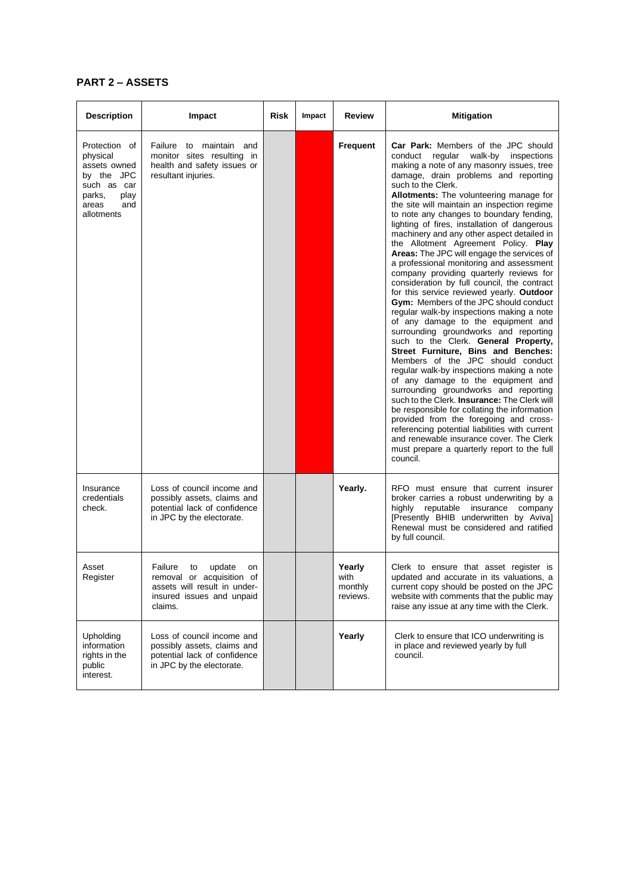## PART 2 – ASSETS

| Description | Impact | Risk | Impact | Review | Mitigation |
|---|---|---|---|---|---|
| Protection of physical assets owned by the JPC such as car parks, play areas and allotments | Failure to maintain and monitor sites resulting in health and safety issues or resultant injuries. | | | **Frequent** | **Car Park:** Members of the JPC should conduct regular walk-by inspections making a note of any masonry issues, tree damage, drain problems and reporting such to the Clerk. **Allotments:** The volunteering manage for the site will maintain an inspection regime to note any changes to boundary fending, lighting of fires, installation of dangerous machinery and any other aspect detailed in the Allotment Agreement Policy. **Play Areas:** The JPC will engage the services of a professional monitoring and assessment company providing quarterly reviews for consideration by full council, the contract for this service reviewed yearly. **Outdoor Gym:** Members of the JPC should conduct regular walk-by inspections making a note of any damage to the equipment and surrounding groundworks and reporting such to the Clerk. **General Property, Street Furniture, Bins and Benches:** Members of the JPC should conduct regular walk-by inspections making a note of any damage to the equipment and surrounding groundworks and reporting such to the Clerk. **Insurance:** The Clerk will be responsible for collating the information provided from the foregoing and cross-referencing potential liabilities with current and renewable insurance cover. The Clerk must prepare a quarterly report to the full council. |
| Insurance credentials check. | Loss of council income and possibly assets, claims and potential lack of confidence in JPC by the electorate. | | | **Yearly.** | RFO must ensure that current insurer broker carries a robust underwriting by a highly reputable insurance company [Presently BHIB underwritten by Aviva] Renewal must be considered and ratified by full council. |
| Asset Register | Failure to update on removal or acquisition of assets will result in under-insured issues and unpaid claims. | | | **Yearly** with monthly reviews. | Clerk to ensure that asset register is updated and accurate in its valuations, a current copy should be posted on the JPC website with comments that the public may raise any issue at any time with the Clerk. |
| Upholding information rights in the public interest. | Loss of council income and possibly assets, claims and potential lack of confidence in JPC by the electorate. | | | **Yearly** | Clerk to ensure that ICO underwriting is in place and reviewed yearly by full council. |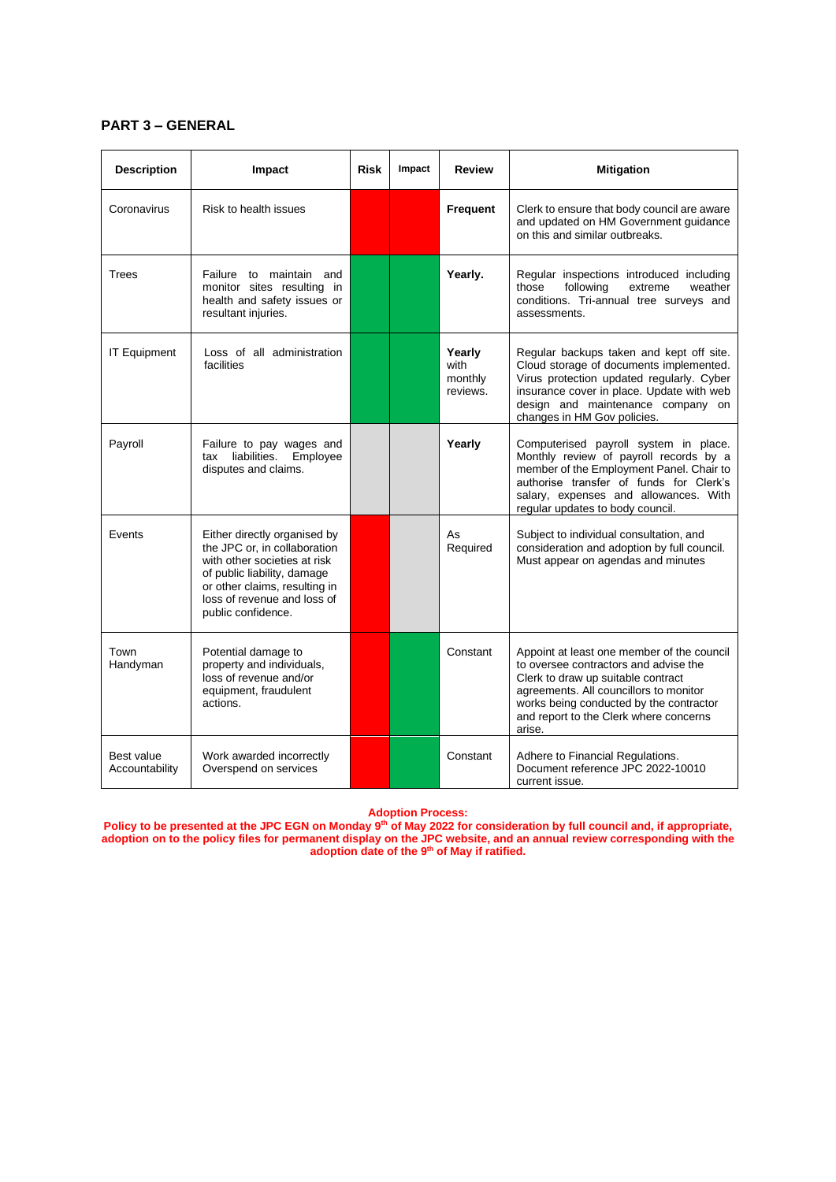## PART 3 – GENERAL

| Description | Impact | Risk | Impact | Review | Mitigation |
|---|---|---|---|---|---|
| Coronavirus | Risk to health issues | | | **Frequent** | Clerk to ensure that body council are aware and updated on HM Government guidance on this and similar outbreaks. |
| Trees | Failure to maintain and monitor sites resulting in health and safety issues or resultant injuries. | | | **Yearly.** | Regular inspections introduced including those following extreme weather conditions. Tri-annual tree surveys and assessments. |
| IT Equipment | Loss of all administration facilities | | | **Yearly** with monthly reviews. | Regular backups taken and kept off site. Cloud storage of documents implemented. Virus protection updated regularly. Cyber insurance cover in place. Update with web design and maintenance company on changes in HM Gov policies. |
| Payroll | Failure to pay wages and tax liabilities. Employee disputes and claims. | | | **Yearly** | Computerised payroll system in place. Monthly review of payroll records by a member of the Employment Panel. Chair to authorise transfer of funds for Clerk's salary, expenses and allowances. With regular updates to body council. |
| Events | Either directly organised by the JPC or, in collaboration with other societies at risk of public liability, damage or other claims, resulting in loss of revenue and loss of public confidence. | | | As Required | Subject to individual consultation, and consideration and adoption by full council. Must appear on agendas and minutes |
| Town Handyman | Potential damage to property and individuals, loss of revenue and/or equipment, fraudulent actions. | | | Constant | Appoint at least one member of the council to oversee contractors and advise the Clerk to draw up suitable contract agreements. All councillors to monitor works being conducted by the contractor and report to the Clerk where concerns arise. |
| Best value Accountability | Work awarded incorrectly Overspend on services | | | Constant | Adhere to Financial Regulations. Document reference JPC 2022-10010 current issue. |

**Adoption Process:**
**Policy to be presented at the JPC EGN on Monday 9th of May 2022 for consideration by full council and, if appropriate, adoption on to the policy files for permanent display on the JPC website, and an annual review corresponding with the adoption date of the 9th of May if ratified.**